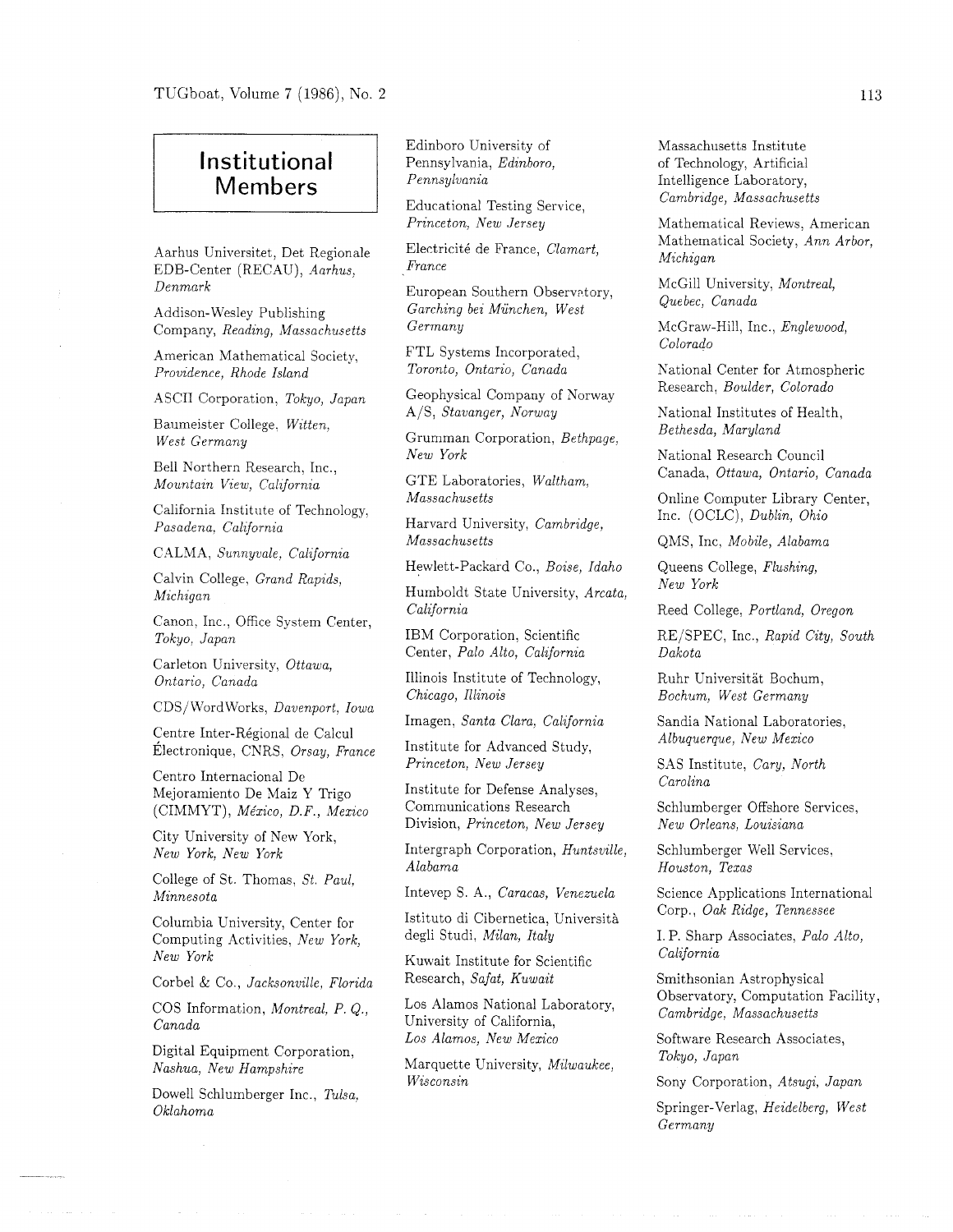# Institutional Members

Aarhus Universitet, Det Regionale EDB-Center (RECAU), *Aarhus, Denmark*

Addison-Wesley Publishing Company, *Reading, Massachusetts*

American Mathematical Society, *Providence, Rhode Island*

ASCII Corporation, *Tokyo, Japan*

Baumeister College, *Witten, West Germany*

Bell Northern Research, Inc., *Mountain View, California*

California Institute of Technology, *Pasadena, California*

CALMA, *Sunnyvale, California*

Calvin College, *Grand Rapids, Michigan*

Canon, Inc., Office System Center, *Tokyo, Japan*

Carleton University, *Ottawa, Ontario, Canada*

CDS/WordWorks, *Davenport, Iowa*

Centre Inter-Régional de Calcul Électronique, CNRS, *Orsay, France*

Centro Internacional De Mejoramiento De Maiz Y Trigo (CIMMYT), *México, D.F., Mexico*

City University of New York, *New York, New York*

College of St. Thomas, *St. Paul, Minnesota*

Columbia University, Center for Computing Activities, *New York, New York*

Corbel & Co., *Jacksonville, Florida*

COS Information, *Montreal, P. Q., Canada*

Digital Equipment Corporation, *Nashua, New Hampshire*

Dowell Schlumberger Inc., *Tulsa, Oklahoma*

Edinboro University of Pennsylvania, *Edinboro, Pennsylvania*

Educational Testing Service, *Princeton, New Jersey*

Electricité de France, *Clamart, France*

European Southern Observatory, *Garching bei München, West Germany*

FTL Systems Incorporated, *Toronto, Ontario, Canada*

Geophysical Company of Norway A/S, *Stavanger, Norway*

Grumman Corporation, *Bethpage, New York*

GTE Laboratories, *Waltham, Massachusetts*

Harvard University, *Cambridge, Massachusetts*

Hewlett-Packard Co., *Boise, Idaho*

Humboldt State University, *Arcata, California*

IBM Corporation, Scientific Center, *Palo Alto, California*

Illinois Institute of Technology, *Chicago, Illinois*

Imagen, *Santa Clara, California*

Institute for Advanced Study, *Princeton, New Jersey*

Institute for Defense Analyses, Communications Research Division, *Princeton, New Jersey*

Intergraph Corporation, *Huntsville, Alabama*

Intevep S. A., *Caracas, Venezuela*

Istituto di Cibernetica, Università degli Studi, *Milan, Italy*

Kuwait Institute for Scientific Research, *Safat, Kuwait*

Los Alamos National Laboratory, University of California, *Los Alamos, New Mexico*

Marquette University, *Milwaukee, Wisconsin*

Massachusetts Institute of Technology, Artificial Intelligence Laboratory, *Cambridge, Massachusetts*

Mathematical Reviews, American Mathematical Society, *Ann Arbor, Michigan*

McGill University, *Montreal, Quebec, Canada*

McGraw-Hill, Inc., *Englewood, Colorado*

National Center for Atmospheric Research, *Boulder, Colorado*

National Institutes of Health, *Bethesda, Maryland*

National Research Council Canada, *Ottawa, Ontario, Canada*

Online Computer Library Center, Inc. (OCLC), *Dublin, Ohio*

QMS, Inc, *Mobile, Alabama*

Queens College, *Flushing, New York*

Reed College, *Portland, Oregon*

RE/SPEC, Inc., *Rapid City, South Dakota*

Ruhr Universität Bochum, *Bochum, West Germany*

Sandia National Laboratories, *Albuquerque, New Mexico*

SAS Institute, *Cary, North Carolina*

Schlumberger Offshore Services, *New Orleans, Louisiana*

Schlumberger Well Services, *Houston, Texas*

Science Applications International Corp., *Oak Ridge, Tennessee*

I. P. Sharp Associates, *Palo Alto, California*

Smithsonian Astrophysical Observatory, Computation Facility, *Cambridge, Massachusetts*

Software Research Associates, *Tokyo, Japan*

Sony Corporation, *Atsugi, Japan*

Springer-Verlag, *Heidelberg, West Germany*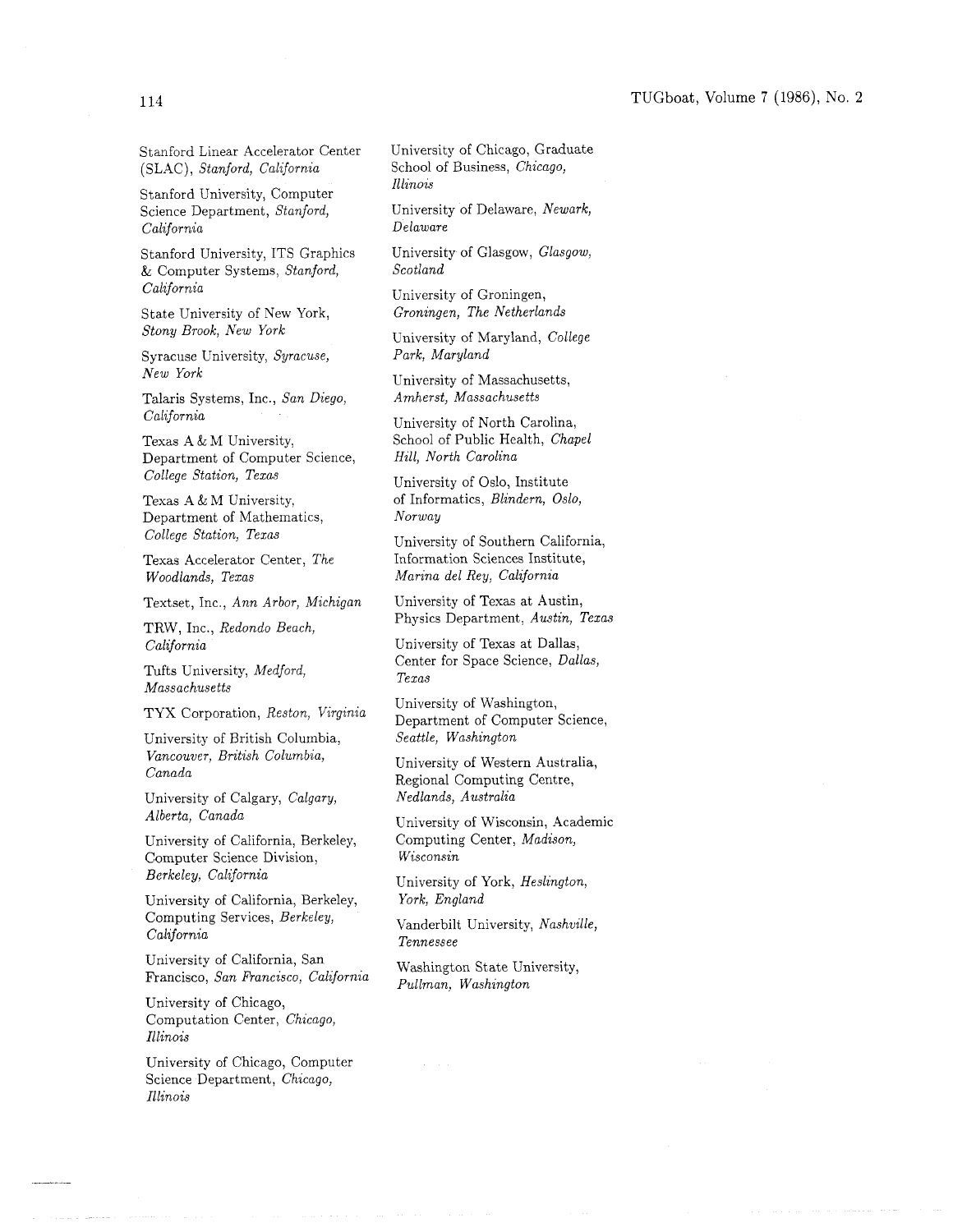Stanford Linear Accelerator Center (SLAC), *Stanford, California*

Stanford University, Computer Science Department, *Stanford, California*

Stanford University, ITS Graphics & Computer Systems, *Stanford, California*

State University of New York, *Stony Brook, New York*

Syracuse University, *Syracuse, New York*

Talaris Systems, Inc., *San Diego, California*

Texas A & M University, Department of Computer Science, *College Station, Texas*

Texas A & M University, Department of Mathematics, *College Station, Texas*

Texas Accelerator Center, *The Woodlands, Texas*

Textset, Inc., *Ann Arbor, Michigan*

TRW, Inc., *Redondo Beach, California*

Tufts University, *Medford, Massachusetts*

TYX Corporation, *Reston, Virginia*

University of British Columbia, *Vancouver, British Columbia, Canada*

University of Calgary, *Calgary, Alberta, Canada*

University of California, Berkeley, Computer Science Division, *Berkeley, California*

University of California, Berkeley, Computing Services, *Berkeley, California*

University of California, San Francisco, *San Francisco, California*

University of Chicago, Computation Center, *Chicago, Illinois*

University of Chicago, Computer Science Department, *Chicago, Illinois*

University of Chicago, Graduate School of Business, *Chicago, Illinois*

University of Delaware, *Newark, Delaware*

University of Glasgow, *Glasgow, Scotland*

University of Groningen, *Groningen, The Netherlands*

University of Maryland, *College Park, Maryland*

University of Massachusetts, *Amherst, Massachusetts*

University of North Carolina, School of Public Health, *Chapel Hill, North Carolina*

University of Oslo, Institute of Informatics, *Blindern, Oslo, Norway*

University of Southern California, Information Sciences Institute, *Marina del Rey, California*

University of Texas at Austin, Physics Department, *Austin, Texas*

University of Texas at Dallas, Center for Space Science, *Dallas, Texas*

University of Washington, Department of Computer Science, *Seattle, Washington*

University of Western Australia, Regional Computing Centre, *Nedlands, Australia*

University of Wisconsin, Academic Computing Center, *Madison, Wisconsin*

University of York, *Heslington, York, England*

Vanderbilt University, *Nashville, Tennessee*

Washington State University, *Pullman, Washington*